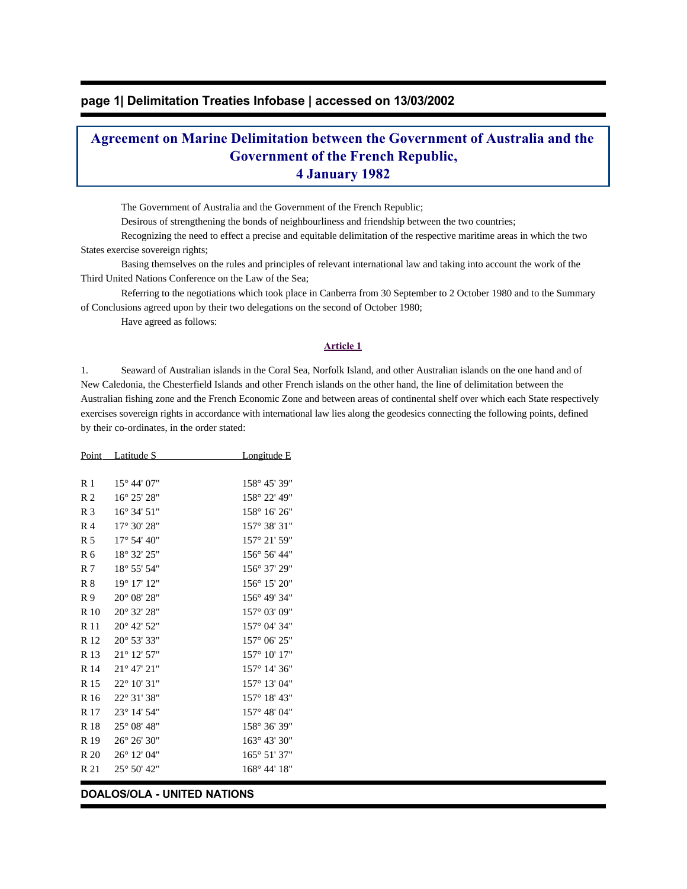# Agreement on Marine Delimitation between the Government of Australia and the Government of the French Republic, 4 January 1982

The Government of Australia and the Government of the French Republic;

Desirous of strengthening the bonds of neighbourliness and friendship between the two countries;

Recognizing the need to effect a precise and equitable delimitation of the respective maritime areas in which the two States exercise sovereign rights;

Basing themselves on the rules and principles of relevant international law and taking into account the work of the Third United Nations Conference on the Law of the Sea;

Referring to the negotiations which took place in Canberra from 30 September to 2 October 1980 and to the Summary of Conclusions agreed upon by their two delegations on the second of October 1980;

Have agreed as follows:

## Article 1

1. Seaward of Australian islands in the Coral Sea, Norfolk Island, and other Australian islands on the one hand and of New Caledonia, the Chesterfield Islands and other French islands on the other hand, the line of delimitation between the Australian fishing zone and the French Economic Zone and between areas of continental shelf over which each State respectively exercises sovereign rights in accordance with international law lies along the geodesics connecting the following points, defined by their co-ordinates, in the order stated:

| Point | Latitude S | Longitude E |
|---|---|---|
| R 1 | 15° 44' 07" | 158° 45' 39" |
| R 2 | 16° 25' 28" | 158° 22' 49" |
| R 3 | 16° 34' 51" | 158° 16' 26" |
| R 4 | 17° 30' 28" | 157° 38' 31" |
| R 5 | 17° 54' 40" | 157° 21' 59" |
| R 6 | 18° 32' 25" | 156° 56' 44" |
| R 7 | 18° 55' 54" | 156° 37' 29" |
| R 8 | 19° 17' 12" | 156° 15' 20" |
| R 9 | 20° 08' 28" | 156° 49' 34" |
| R 10 | 20° 32' 28" | 157° 03' 09" |
| R 11 | 20° 42' 52" | 157° 04' 34" |
| R 12 | 20° 53' 33" | 157° 06' 25" |
| R 13 | 21° 12' 57" | 157° 10' 17" |
| R 14 | 21° 47' 21" | 157° 14' 36" |
| R 15 | 22° 10' 31" | 157° 13' 04" |
| R 16 | 22° 31' 38" | 157° 18' 43" |
| R 17 | 23° 14' 54" | 157° 48' 04" |
| R 18 | 25° 08' 48" | 158° 36' 39" |
| R 19 | 26° 26' 30" | 163° 43' 30" |
| R 20 | 26° 12' 04" | 165° 51' 37" |
| R 21 | 25° 50' 42" | 168° 44' 18" |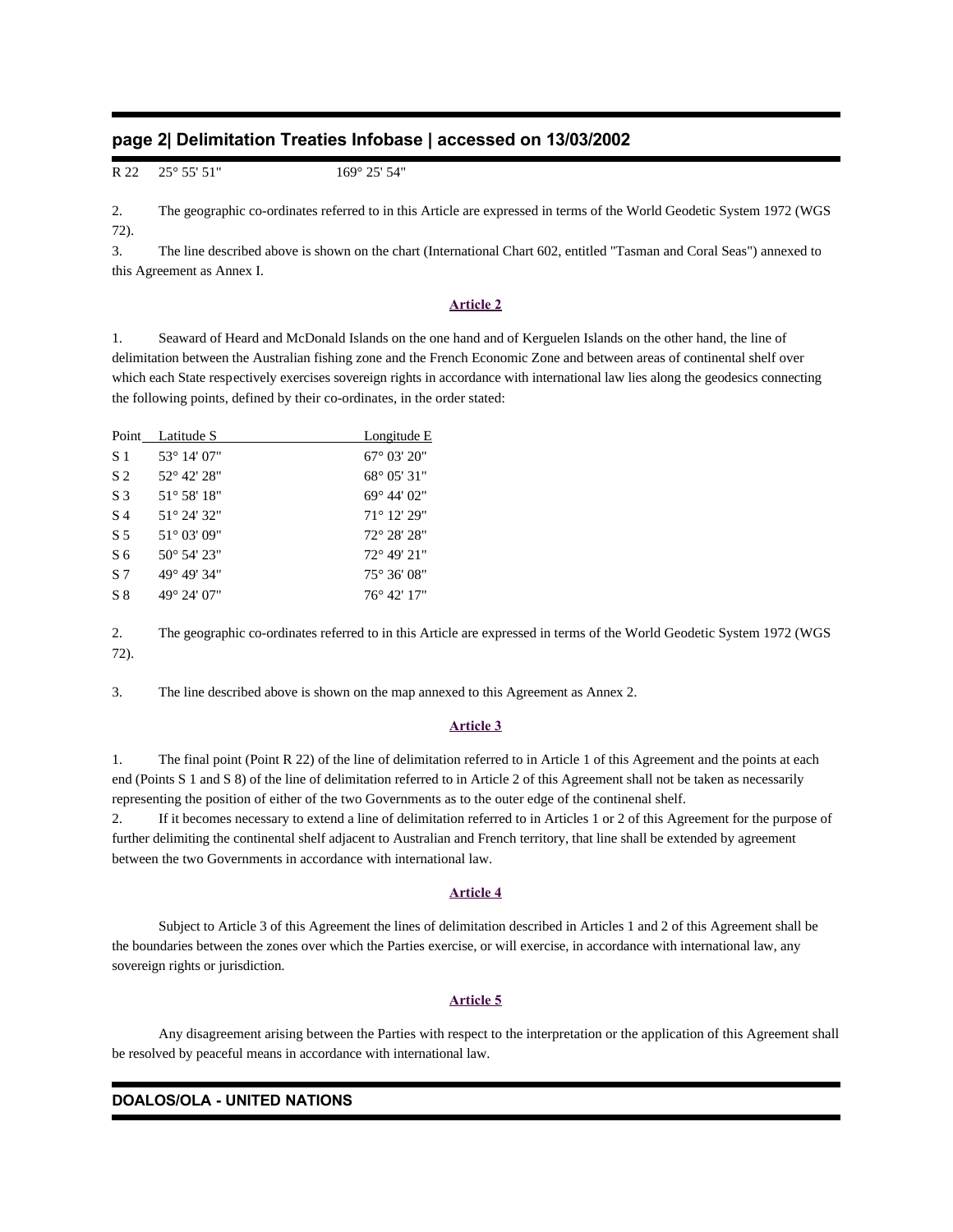| | | |
|---|---|---|
| R 22 | 25° 55' 51" | 169° 25' 54" |

2. The geographic co-ordinates referred to in this Article are expressed in terms of the World Geodetic System 1972 (WGS 72).

3. The line described above is shown on the chart (International Chart 602, entitled "Tasman and Coral Seas") annexed to this Agreement as Annex I.

## Article 2

1. Seaward of Heard and McDonald Islands on the one hand and of Kerguelen Islands on the other hand, the line of delimitation between the Australian fishing zone and the French Economic Zone and between areas of continental shelf over which each State respectively exercises sovereign rights in accordance with international law lies along the geodesics connecting the following points, defined by their co-ordinates, in the order stated:

| Point | Latitude S | Longitude E |
|---|---|---|
| S 1 | 53° 14' 07" | 67° 03' 20" |
| S 2 | 52° 42' 28" | 68° 05' 31" |
| S 3 | 51° 58' 18" | 69° 44' 02" |
| S 4 | 51° 24' 32" | 71° 12' 29" |
| S 5 | 51° 03' 09" | 72° 28' 28" |
| S 6 | 50° 54' 23" | 72° 49' 21" |
| S 7 | 49° 49' 34" | 75° 36' 08" |
| S 8 | 49° 24' 07" | 76° 42' 17" |

2. The geographic co-ordinates referred to in this Article are expressed in terms of the World Geodetic System 1972 (WGS 72).

3. The line described above is shown on the map annexed to this Agreement as Annex 2.

## Article 3

1. The final point (Point R 22) of the line of delimitation referred to in Article 1 of this Agreement and the points at each end (Points S 1 and S 8) of the line of delimitation referred to in Article 2 of this Agreement shall not be taken as necessarily representing the position of either of the two Governments as to the outer edge of the continenal shelf.

2. If it becomes necessary to extend a line of delimitation referred to in Articles 1 or 2 of this Agreement for the purpose of further delimiting the continental shelf adjacent to Australian and French territory, that line shall be extended by agreement between the two Governments in accordance with international law.

## Article 4

Subject to Article 3 of this Agreement the lines of delimitation described in Articles 1 and 2 of this Agreement shall be the boundaries between the zones over which the Parties exercise, or will exercise, in accordance with international law, any sovereign rights or jurisdiction.

## Article 5

Any disagreement arising between the Parties with respect to the interpretation or the application of this Agreement shall be resolved by peaceful means in accordance with international law.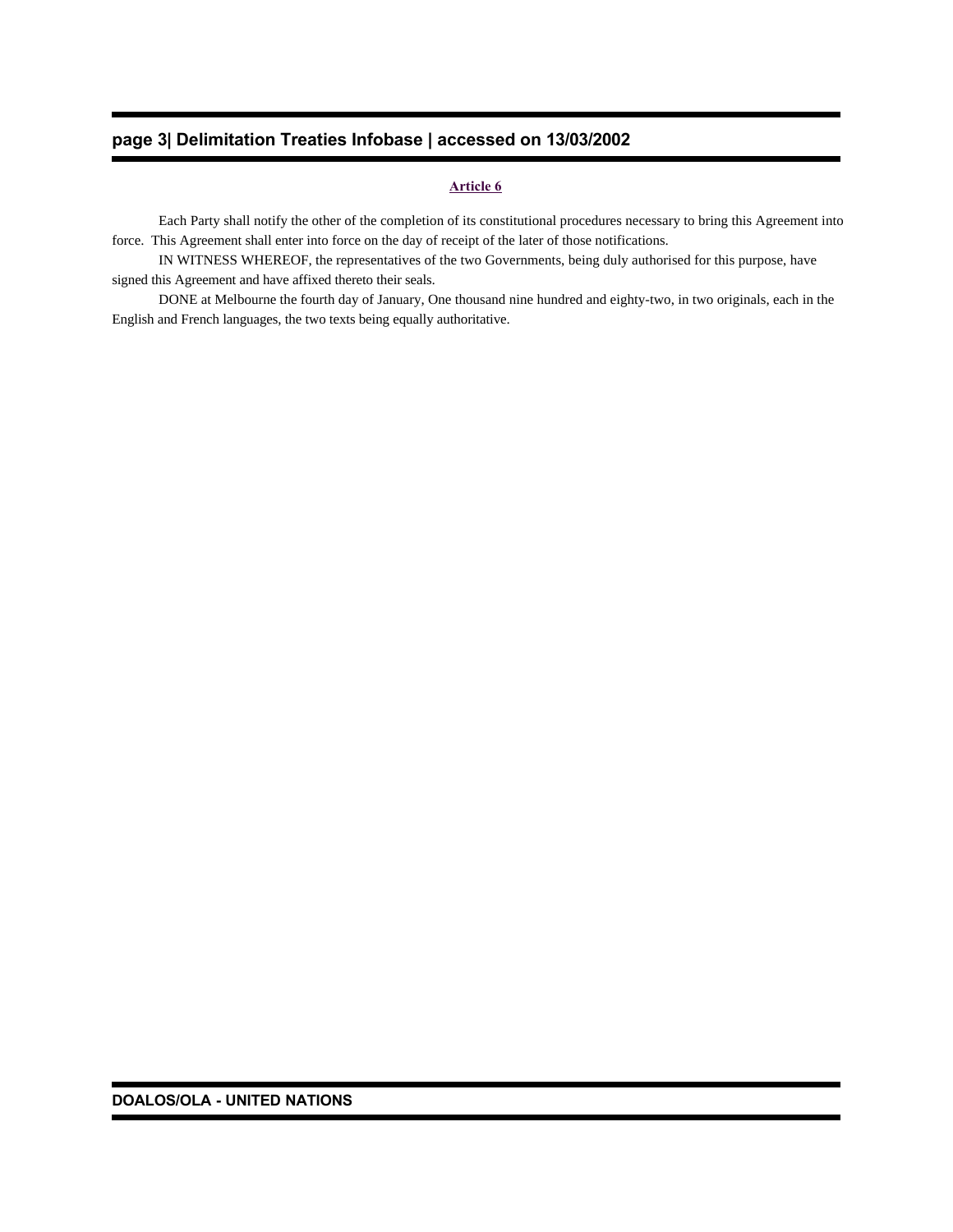**Article 6**

Each Party shall notify the other of the completion of its constitutional procedures necessary to bring this Agreement into force. This Agreement shall enter into force on the day of receipt of the later of those notifications.

IN WITNESS WHEREOF, the representatives of the two Governments, being duly authorised for this purpose, have signed this Agreement and have affixed thereto their seals.

DONE at Melbourne the fourth day of January, One thousand nine hundred and eighty-two, in two originals, each in the English and French languages, the two texts being equally authoritative.